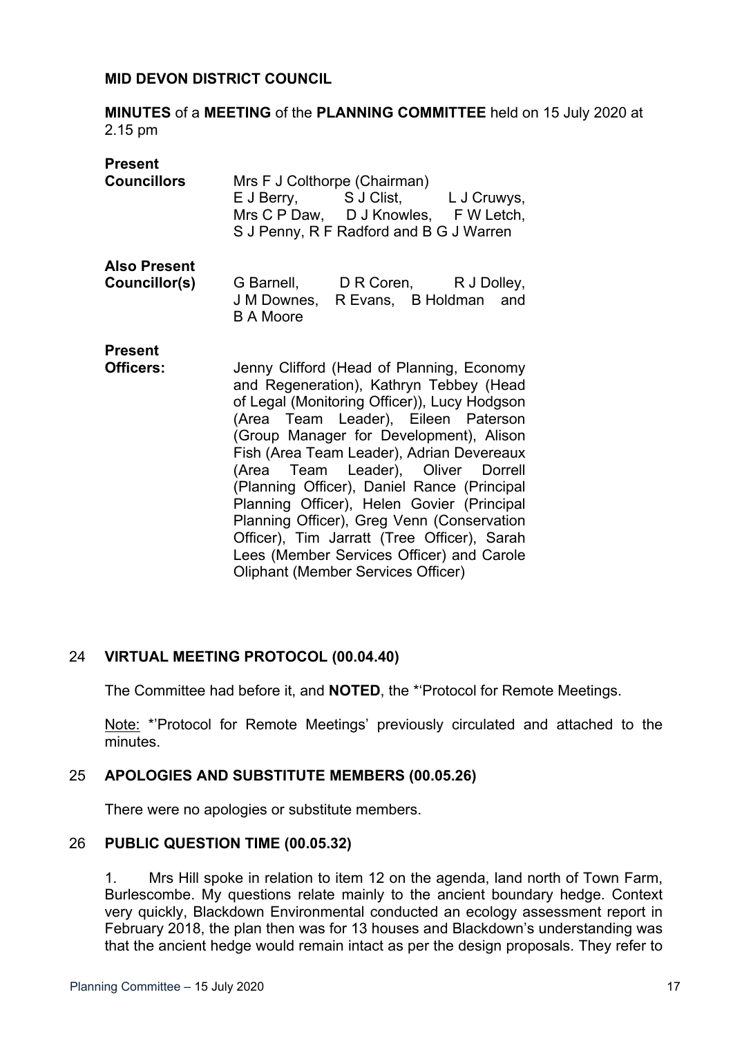**MID DEVON DISTRICT COUNCIL**

**MINUTES** of a **MEETING** of the **PLANNING COMMITTEE** held on 15 July 2020 at 2.15 pm

**Present**

**Councillors** Mrs F J Colthorpe (Chairman)
E J Berry, S J Clist, L J Cruwys, Mrs C P Daw, D J Knowles, F W Letch, S J Penny, R F Radford and B G J Warren

**Also Present**

**Councillor(s)** G Barnell, D R Coren, R J Dolley, J M Downes, R Evans, B Holdman and B A Moore

**Present**

**Officers:** Jenny Clifford (Head of Planning, Economy and Regeneration), Kathryn Tebbey (Head of Legal (Monitoring Officer)), Lucy Hodgson (Area Team Leader), Eileen Paterson (Group Manager for Development), Alison Fish (Area Team Leader), Adrian Devereaux (Area Team Leader), Oliver Dorrell (Planning Officer), Daniel Rance (Principal Planning Officer), Helen Govier (Principal Planning Officer), Greg Venn (Conservation Officer), Tim Jarratt (Tree Officer), Sarah Lees (Member Services Officer) and Carole Oliphant (Member Services Officer)

## 24 VIRTUAL MEETING PROTOCOL (00.04.40)

The Committee had before it, and **NOTED**, the *'Protocol for Remote Meetings.

Note: *'Protocol for Remote Meetings' previously circulated and attached to the minutes.

## 25 APOLOGIES AND SUBSTITUTE MEMBERS (00.05.26)

There were no apologies or substitute members.

## 26 PUBLIC QUESTION TIME (00.05.32)

1. Mrs Hill spoke in relation to item 12 on the agenda, land north of Town Farm, Burlescombe. My questions relate mainly to the ancient boundary hedge. Context very quickly, Blackdown Environmental conducted an ecology assessment report in February 2018, the plan then was for 13 houses and Blackdown's understanding was that the ancient hedge would remain intact as per the design proposals. They refer to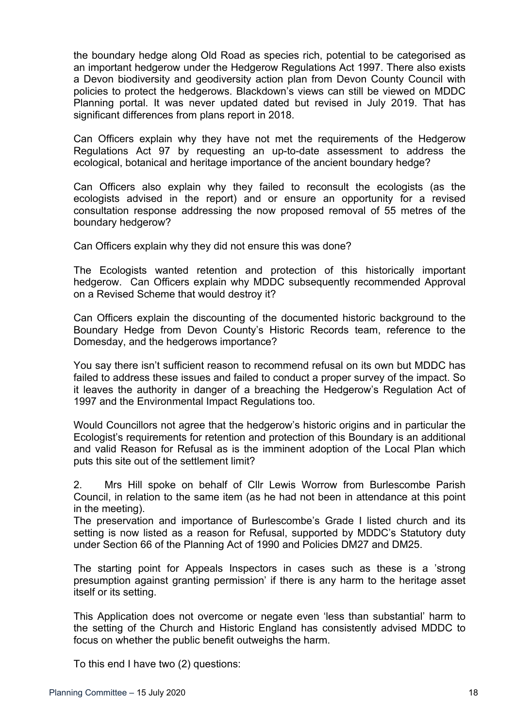the boundary hedge along Old Road as species rich, potential to be categorised as an important hedgerow under the Hedgerow Regulations Act 1997. There also exists a Devon biodiversity and geodiversity action plan from Devon County Council with policies to protect the hedgerows. Blackdown's views can still be viewed on MDDC Planning portal. It was never updated dated but revised in July 2019. That has significant differences from plans report in 2018.

Can Officers explain why they have not met the requirements of the Hedgerow Regulations Act 97 by requesting an up-to-date assessment to address the ecological, botanical and heritage importance of the ancient boundary hedge?

Can Officers also explain why they failed to reconsult the ecologists (as the ecologists advised in the report) and or ensure an opportunity for a revised consultation response addressing the now proposed removal of 55 metres of the boundary hedgerow?

Can Officers explain why they did not ensure this was done?

The Ecologists wanted retention and protection of this historically important hedgerow. Can Officers explain why MDDC subsequently recommended Approval on a Revised Scheme that would destroy it?

Can Officers explain the discounting of the documented historic background to the Boundary Hedge from Devon County's Historic Records team, reference to the Domesday, and the hedgerows importance?

You say there isn't sufficient reason to recommend refusal on its own but MDDC has failed to address these issues and failed to conduct a proper survey of the impact. So it leaves the authority in danger of a breaching the Hedgerow's Regulation Act of 1997 and the Environmental Impact Regulations too.

Would Councillors not agree that the hedgerow's historic origins and in particular the Ecologist's requirements for retention and protection of this Boundary is an additional and valid Reason for Refusal as is the imminent adoption of the Local Plan which puts this site out of the settlement limit?

2. Mrs Hill spoke on behalf of Cllr Lewis Worrow from Burlescombe Parish Council, in relation to the same item (as he had not been in attendance at this point in the meeting).

The preservation and importance of Burlescombe's Grade I listed church and its setting is now listed as a reason for Refusal, supported by MDDC's Statutory duty under Section 66 of the Planning Act of 1990 and Policies DM27 and DM25.

The starting point for Appeals Inspectors in cases such as these is a 'strong presumption against granting permission' if there is any harm to the heritage asset itself or its setting.

This Application does not overcome or negate even 'less than substantial' harm to the setting of the Church and Historic England has consistently advised MDDC to focus on whether the public benefit outweighs the harm.

To this end I have two (2) questions: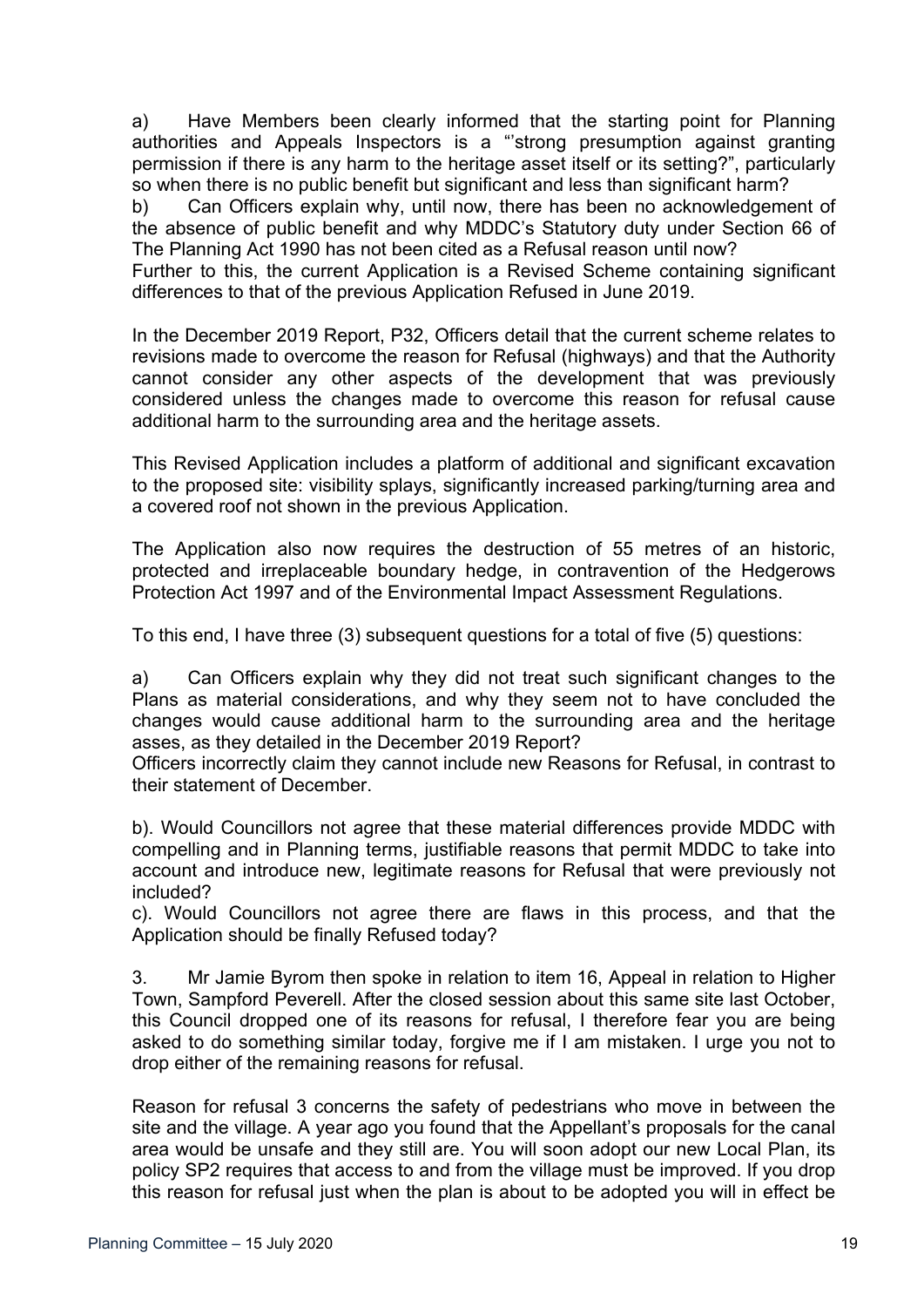a) Have Members been clearly informed that the starting point for Planning authorities and Appeals Inspectors is a "'strong presumption against granting permission if there is any harm to the heritage asset itself or its setting?", particularly so when there is no public benefit but significant and less than significant harm?

b) Can Officers explain why, until now, there has been no acknowledgement of the absence of public benefit and why MDDC's Statutory duty under Section 66 of The Planning Act 1990 has not been cited as a Refusal reason until now?

Further to this, the current Application is a Revised Scheme containing significant differences to that of the previous Application Refused in June 2019.

In the December 2019 Report, P32, Officers detail that the current scheme relates to revisions made to overcome the reason for Refusal (highways) and that the Authority cannot consider any other aspects of the development that was previously considered unless the changes made to overcome this reason for refusal cause additional harm to the surrounding area and the heritage assets.

This Revised Application includes a platform of additional and significant excavation to the proposed site: visibility splays, significantly increased parking/turning area and a covered roof not shown in the previous Application.

The Application also now requires the destruction of 55 metres of an historic, protected and irreplaceable boundary hedge, in contravention of the Hedgerows Protection Act 1997 and of the Environmental Impact Assessment Regulations.

To this end, I have three (3) subsequent questions for a total of five (5) questions:

a) Can Officers explain why they did not treat such significant changes to the Plans as material considerations, and why they seem not to have concluded the changes would cause additional harm to the surrounding area and the heritage asses, as they detailed in the December 2019 Report?

Officers incorrectly claim they cannot include new Reasons for Refusal, in contrast to their statement of December.

b). Would Councillors not agree that these material differences provide MDDC with compelling and in Planning terms, justifiable reasons that permit MDDC to take into account and introduce new, legitimate reasons for Refusal that were previously not included?

c). Would Councillors not agree there are flaws in this process, and that the Application should be finally Refused today?

3. Mr Jamie Byrom then spoke in relation to item 16, Appeal in relation to Higher Town, Sampford Peverell. After the closed session about this same site last October, this Council dropped one of its reasons for refusal, I therefore fear you are being asked to do something similar today, forgive me if I am mistaken. I urge you not to drop either of the remaining reasons for refusal.

Reason for refusal 3 concerns the safety of pedestrians who move in between the site and the village. A year ago you found that the Appellant's proposals for the canal area would be unsafe and they still are. You will soon adopt our new Local Plan, its policy SP2 requires that access to and from the village must be improved. If you drop this reason for refusal just when the plan is about to be adopted you will in effect be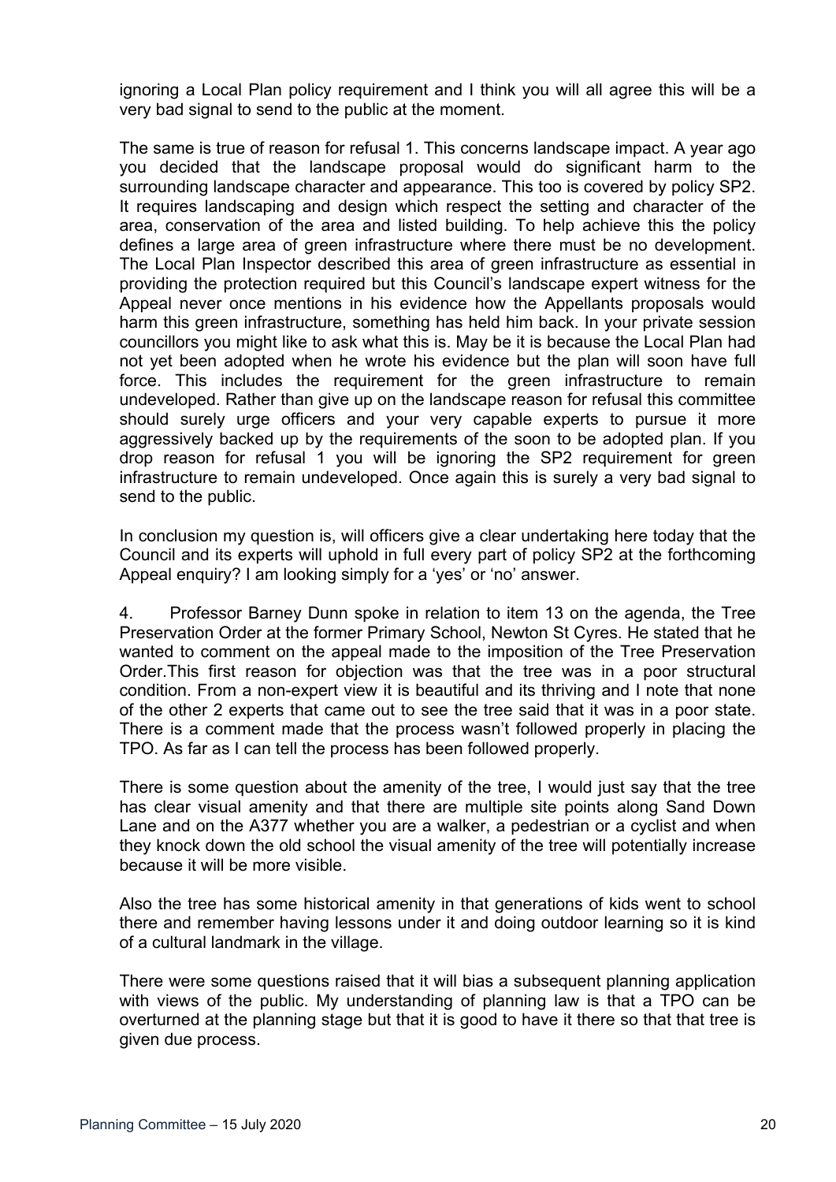ignoring a Local Plan policy requirement and I think you will all agree this will be a very bad signal to send to the public at the moment.

The same is true of reason for refusal 1. This concerns landscape impact. A year ago you decided that the landscape proposal would do significant harm to the surrounding landscape character and appearance. This too is covered by policy SP2. It requires landscaping and design which respect the setting and character of the area, conservation of the area and listed building. To help achieve this the policy defines a large area of green infrastructure where there must be no development. The Local Plan Inspector described this area of green infrastructure as essential in providing the protection required but this Council's landscape expert witness for the Appeal never once mentions in his evidence how the Appellants proposals would harm this green infrastructure, something has held him back. In your private session councillors you might like to ask what this is. May be it is because the Local Plan had not yet been adopted when he wrote his evidence but the plan will soon have full force. This includes the requirement for the green infrastructure to remain undeveloped. Rather than give up on the landscape reason for refusal this committee should surely urge officers and your very capable experts to pursue it more aggressively backed up by the requirements of the soon to be adopted plan. If you drop reason for refusal 1 you will be ignoring the SP2 requirement for green infrastructure to remain undeveloped. Once again this is surely a very bad signal to send to the public.

In conclusion my question is, will officers give a clear undertaking here today that the Council and its experts will uphold in full every part of policy SP2 at the forthcoming Appeal enquiry? I am looking simply for a 'yes' or 'no' answer.

4. Professor Barney Dunn spoke in relation to item 13 on the agenda, the Tree Preservation Order at the former Primary School, Newton St Cyres. He stated that he wanted to comment on the appeal made to the imposition of the Tree Preservation Order.This first reason for objection was that the tree was in a poor structural condition. From a non-expert view it is beautiful and its thriving and I note that none of the other 2 experts that came out to see the tree said that it was in a poor state. There is a comment made that the process wasn't followed properly in placing the TPO. As far as I can tell the process has been followed properly.

There is some question about the amenity of the tree, I would just say that the tree has clear visual amenity and that there are multiple site points along Sand Down Lane and on the A377 whether you are a walker, a pedestrian or a cyclist and when they knock down the old school the visual amenity of the tree will potentially increase because it will be more visible.

Also the tree has some historical amenity in that generations of kids went to school there and remember having lessons under it and doing outdoor learning so it is kind of a cultural landmark in the village.

There were some questions raised that it will bias a subsequent planning application with views of the public. My understanding of planning law is that a TPO can be overturned at the planning stage but that it is good to have it there so that that tree is given due process.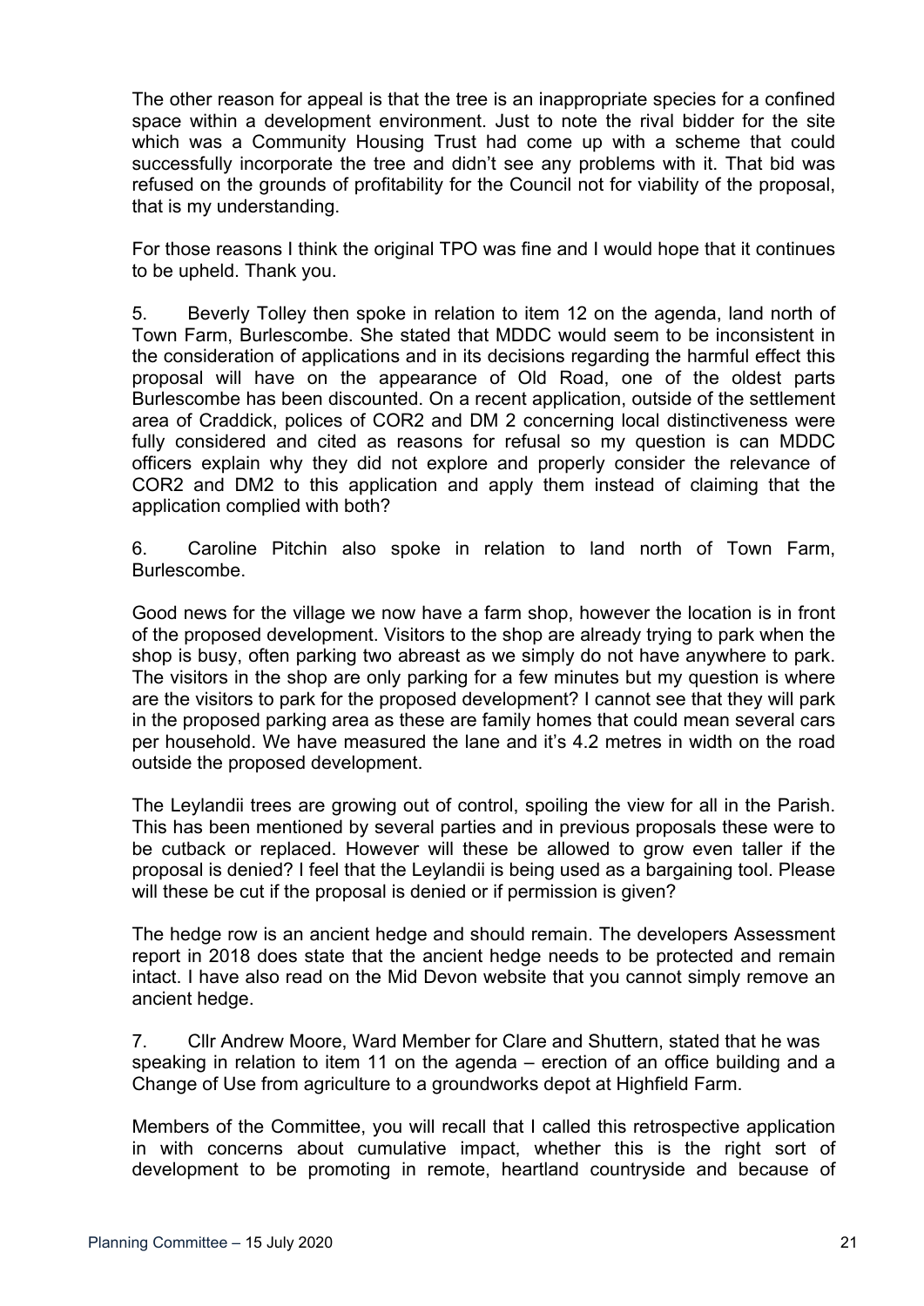The other reason for appeal is that the tree is an inappropriate species for a confined space within a development environment. Just to note the rival bidder for the site which was a Community Housing Trust had come up with a scheme that could successfully incorporate the tree and didn't see any problems with it. That bid was refused on the grounds of profitability for the Council not for viability of the proposal, that is my understanding.

For those reasons I think the original TPO was fine and I would hope that it continues to be upheld. Thank you.

5. Beverly Tolley then spoke in relation to item 12 on the agenda, land north of Town Farm, Burlescombe. She stated that MDDC would seem to be inconsistent in the consideration of applications and in its decisions regarding the harmful effect this proposal will have on the appearance of Old Road, one of the oldest parts Burlescombe has been discounted. On a recent application, outside of the settlement area of Craddick, polices of COR2 and DM 2 concerning local distinctiveness were fully considered and cited as reasons for refusal so my question is can MDDC officers explain why they did not explore and properly consider the relevance of COR2 and DM2 to this application and apply them instead of claiming that the application complied with both?

6. Caroline Pitchin also spoke in relation to land north of Town Farm, Burlescombe.

Good news for the village we now have a farm shop, however the location is in front of the proposed development. Visitors to the shop are already trying to park when the shop is busy, often parking two abreast as we simply do not have anywhere to park. The visitors in the shop are only parking for a few minutes but my question is where are the visitors to park for the proposed development? I cannot see that they will park in the proposed parking area as these are family homes that could mean several cars per household. We have measured the lane and it's 4.2 metres in width on the road outside the proposed development.

The Leylandii trees are growing out of control, spoiling the view for all in the Parish. This has been mentioned by several parties and in previous proposals these were to be cutback or replaced. However will these be allowed to grow even taller if the proposal is denied? I feel that the Leylandii is being used as a bargaining tool. Please will these be cut if the proposal is denied or if permission is given?

The hedge row is an ancient hedge and should remain. The developers Assessment report in 2018 does state that the ancient hedge needs to be protected and remain intact. I have also read on the Mid Devon website that you cannot simply remove an ancient hedge.

7. Cllr Andrew Moore, Ward Member for Clare and Shuttern, stated that he was speaking in relation to item 11 on the agenda – erection of an office building and a Change of Use from agriculture to a groundworks depot at Highfield Farm.

Members of the Committee, you will recall that I called this retrospective application in with concerns about cumulative impact, whether this is the right sort of development to be promoting in remote, heartland countryside and because of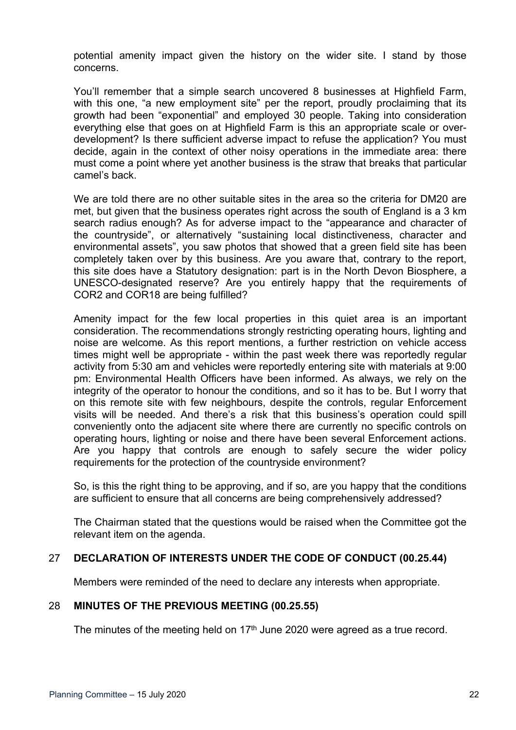potential amenity impact given the history on the wider site. I stand by those concerns.

You'll remember that a simple search uncovered 8 businesses at Highfield Farm, with this one, "a new employment site" per the report, proudly proclaiming that its growth had been "exponential" and employed 30 people. Taking into consideration everything else that goes on at Highfield Farm is this an appropriate scale or over-development? Is there sufficient adverse impact to refuse the application? You must decide, again in the context of other noisy operations in the immediate area: there must come a point where yet another business is the straw that breaks that particular camel's back.

We are told there are no other suitable sites in the area so the criteria for DM20 are met, but given that the business operates right across the south of England is a 3 km search radius enough? As for adverse impact to the "appearance and character of the countryside", or alternatively "sustaining local distinctiveness, character and environmental assets", you saw photos that showed that a green field site has been completely taken over by this business. Are you aware that, contrary to the report, this site does have a Statutory designation: part is in the North Devon Biosphere, a UNESCO-designated reserve? Are you entirely happy that the requirements of COR2 and COR18 are being fulfilled?

Amenity impact for the few local properties in this quiet area is an important consideration. The recommendations strongly restricting operating hours, lighting and noise are welcome. As this report mentions, a further restriction on vehicle access times might well be appropriate - within the past week there was reportedly regular activity from 5:30 am and vehicles were reportedly entering site with materials at 9:00 pm: Environmental Health Officers have been informed. As always, we rely on the integrity of the operator to honour the conditions, and so it has to be. But I worry that on this remote site with few neighbours, despite the controls, regular Enforcement visits will be needed. And there's a risk that this business's operation could spill conveniently onto the adjacent site where there are currently no specific controls on operating hours, lighting or noise and there have been several Enforcement actions. Are you happy that controls are enough to safely secure the wider policy requirements for the protection of the countryside environment?

So, is this the right thing to be approving, and if so, are you happy that the conditions are sufficient to ensure that all concerns are being comprehensively addressed?

The Chairman stated that the questions would be raised when the Committee got the relevant item on the agenda.

## 27 DECLARATION OF INTERESTS UNDER THE CODE OF CONDUCT (00.25.44)

Members were reminded of the need to declare any interests when appropriate.

## 28 MINUTES OF THE PREVIOUS MEETING (00.25.55)

The minutes of the meeting held on 17th June 2020 were agreed as a true record.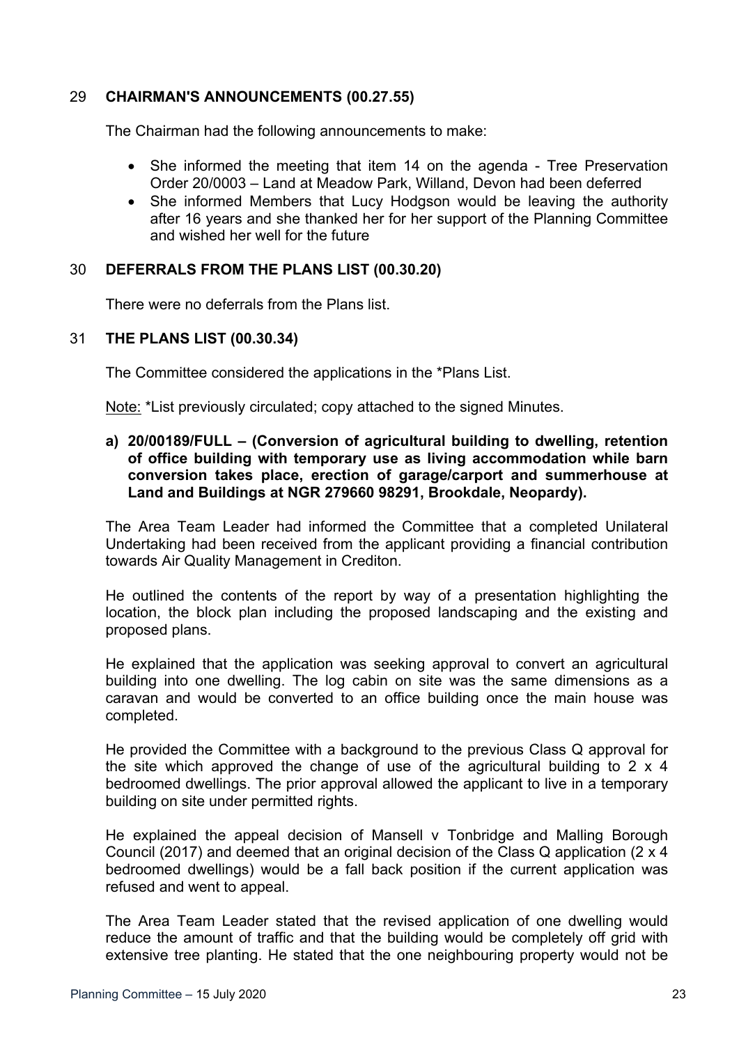## 29 CHAIRMAN'S ANNOUNCEMENTS (00.27.55)

The Chairman had the following announcements to make:

- She informed the meeting that item 14 on the agenda - Tree Preservation Order 20/0003 – Land at Meadow Park, Willand, Devon had been deferred
- She informed Members that Lucy Hodgson would be leaving the authority after 16 years and she thanked her for her support of the Planning Committee and wished her well for the future

## 30 DEFERRALS FROM THE PLANS LIST (00.30.20)

There were no deferrals from the Plans list.

## 31 THE PLANS LIST (00.30.34)

The Committee considered the applications in the *Plans List.

Note: *List previously circulated; copy attached to the signed Minutes.

**a) 20/00189/FULL – (Conversion of agricultural building to dwelling, retention of office building with temporary use as living accommodation while barn conversion takes place, erection of garage/carport and summerhouse at Land and Buildings at NGR 279660 98291, Brookdale, Neopardy).**

The Area Team Leader had informed the Committee that a completed Unilateral Undertaking had been received from the applicant providing a financial contribution towards Air Quality Management in Crediton.

He outlined the contents of the report by way of a presentation highlighting the location, the block plan including the proposed landscaping and the existing and proposed plans.

He explained that the application was seeking approval to convert an agricultural building into one dwelling. The log cabin on site was the same dimensions as a caravan and would be converted to an office building once the main house was completed.

He provided the Committee with a background to the previous Class Q approval for the site which approved the change of use of the agricultural building to 2 x 4 bedroomed dwellings. The prior approval allowed the applicant to live in a temporary building on site under permitted rights.

He explained the appeal decision of Mansell v Tonbridge and Malling Borough Council (2017) and deemed that an original decision of the Class Q application (2 x 4 bedroomed dwellings) would be a fall back position if the current application was refused and went to appeal.

The Area Team Leader stated that the revised application of one dwelling would reduce the amount of traffic and that the building would be completely off grid with extensive tree planting. He stated that the one neighbouring property would not be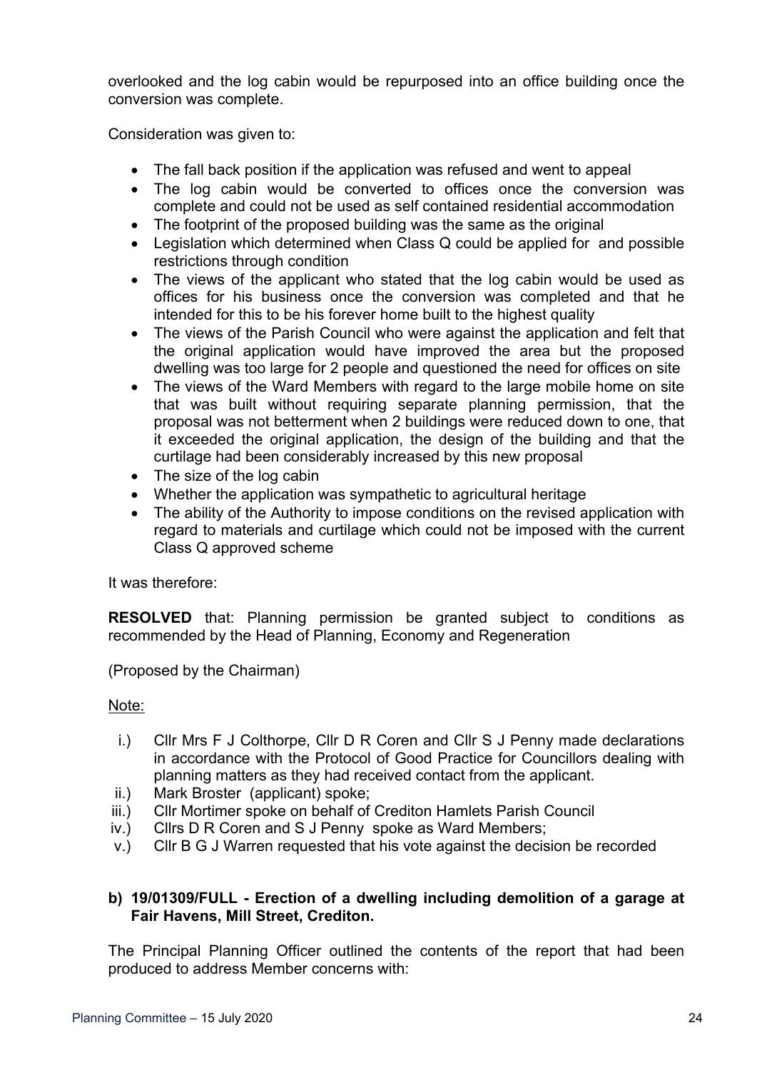overlooked and the log cabin would be repurposed into an office building once the conversion was complete.

Consideration was given to:

- The fall back position if the application was refused and went to appeal
- The log cabin would be converted to offices once the conversion was complete and could not be used as self contained residential accommodation
- The footprint of the proposed building was the same as the original
- Legislation which determined when Class Q could be applied for and possible restrictions through condition
- The views of the applicant who stated that the log cabin would be used as offices for his business once the conversion was completed and that he intended for this to be his forever home built to the highest quality
- The views of the Parish Council who were against the application and felt that the original application would have improved the area but the proposed dwelling was too large for 2 people and questioned the need for offices on site
- The views of the Ward Members with regard to the large mobile home on site that was built without requiring separate planning permission, that the proposal was not betterment when 2 buildings were reduced down to one, that it exceeded the original application, the design of the building and that the curtilage had been considerably increased by this new proposal
- The size of the log cabin
- Whether the application was sympathetic to agricultural heritage
- The ability of the Authority to impose conditions on the revised application with regard to materials and curtilage which could not be imposed with the current Class Q approved scheme

It was therefore:

**RESOLVED** that: Planning permission be granted subject to conditions as recommended by the Head of Planning, Economy and Regeneration

(Proposed by the Chairman)

Note:

i.) Cllr Mrs F J Colthorpe, Cllr D R Coren and Cllr S J Penny made declarations in accordance with the Protocol of Good Practice for Councillors dealing with planning matters as they had received contact from the applicant.
ii.) Mark Broster (applicant) spoke;
iii.) Cllr Mortimer spoke on behalf of Crediton Hamlets Parish Council
iv.) Cllrs D R Coren and S J Penny spoke as Ward Members;
v.) Cllr B G J Warren requested that his vote against the decision be recorded

**b) 19/01309/FULL - Erection of a dwelling including demolition of a garage at Fair Havens, Mill Street, Crediton.**

The Principal Planning Officer outlined the contents of the report that had been produced to address Member concerns with: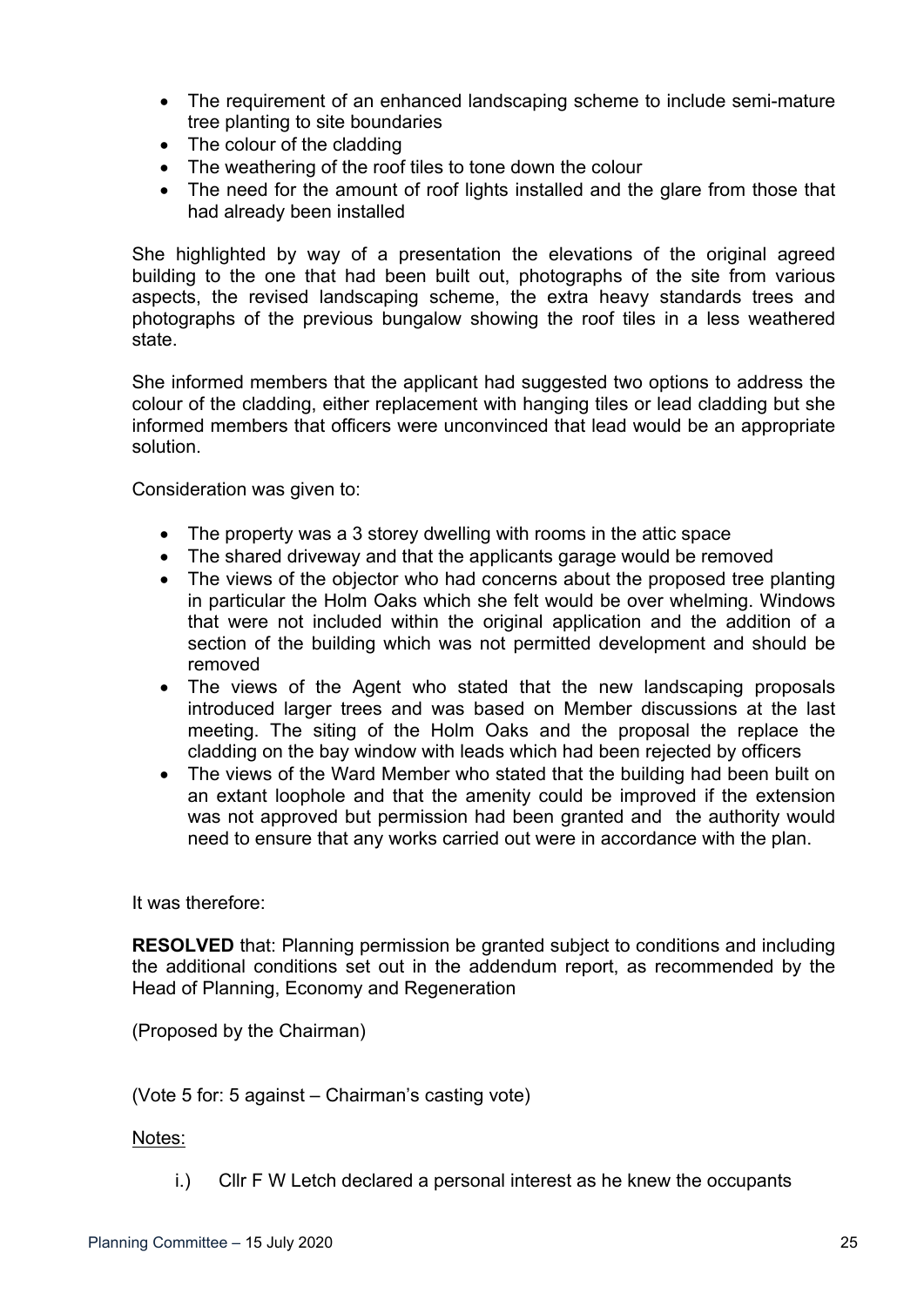- The requirement of an enhanced landscaping scheme to include semi-mature tree planting to site boundaries
- The colour of the cladding
- The weathering of the roof tiles to tone down the colour
- The need for the amount of roof lights installed and the glare from those that had already been installed

She highlighted by way of a presentation the elevations of the original agreed building to the one that had been built out, photographs of the site from various aspects, the revised landscaping scheme, the extra heavy standards trees and photographs of the previous bungalow showing the roof tiles in a less weathered state.

She informed members that the applicant had suggested two options to address the colour of the cladding, either replacement with hanging tiles or lead cladding but she informed members that officers were unconvinced that lead would be an appropriate solution.

Consideration was given to:

- The property was a 3 storey dwelling with rooms in the attic space
- The shared driveway and that the applicants garage would be removed
- The views of the objector who had concerns about the proposed tree planting in particular the Holm Oaks which she felt would be over whelming. Windows that were not included within the original application and the addition of a section of the building which was not permitted development and should be removed
- The views of the Agent who stated that the new landscaping proposals introduced larger trees and was based on Member discussions at the last meeting. The siting of the Holm Oaks and the proposal the replace the cladding on the bay window with leads which had been rejected by officers
- The views of the Ward Member who stated that the building had been built on an extant loophole and that the amenity could be improved if the extension was not approved but permission had been granted and the authority would need to ensure that any works carried out were in accordance with the plan.

It was therefore:

**RESOLVED** that: Planning permission be granted subject to conditions and including the additional conditions set out in the addendum report, as recommended by the Head of Planning, Economy and Regeneration

(Proposed by the Chairman)

(Vote 5 for: 5 against – Chairman's casting vote)

Notes:

i.) Cllr F W Letch declared a personal interest as he knew the occupants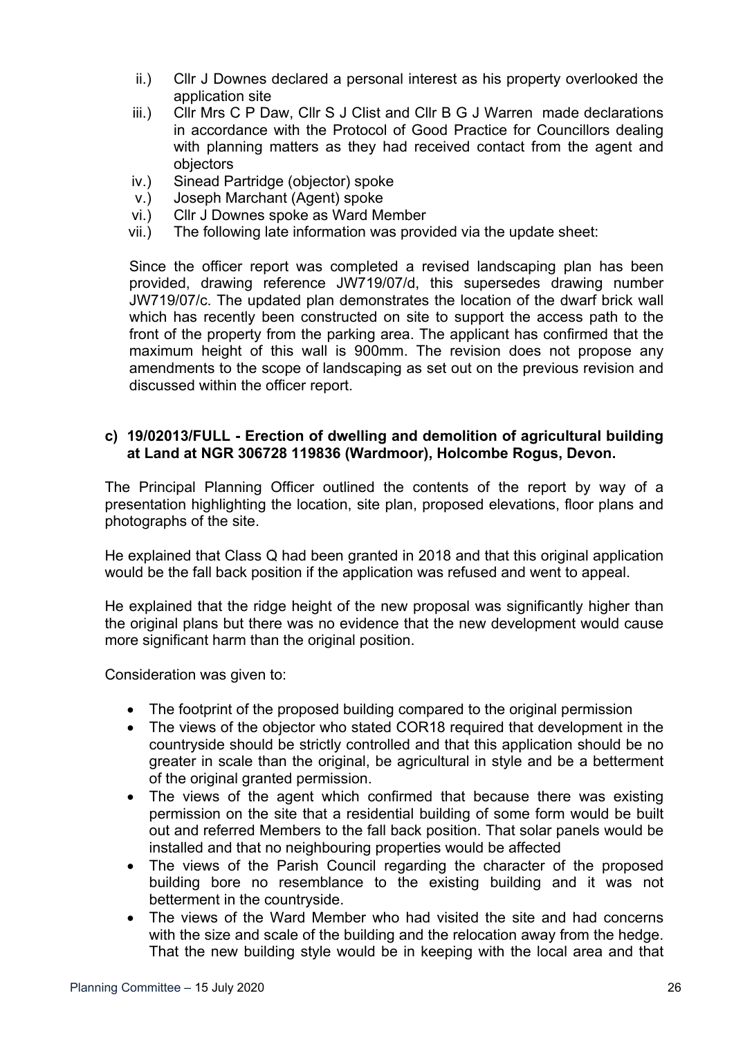ii.) Cllr J Downes declared a personal interest as his property overlooked the application site

iii.) Cllr Mrs C P Daw, Cllr S J Clist and Cllr B G J Warren made declarations in accordance with the Protocol of Good Practice for Councillors dealing with planning matters as they had received contact from the agent and objectors

iv.) Sinead Partridge (objector) spoke

v.) Joseph Marchant (Agent) spoke

vi.) Cllr J Downes spoke as Ward Member

vii.) The following late information was provided via the update sheet:

Since the officer report was completed a revised landscaping plan has been provided, drawing reference JW719/07/d, this supersedes drawing number JW719/07/c. The updated plan demonstrates the location of the dwarf brick wall which has recently been constructed on site to support the access path to the front of the property from the parking area. The applicant has confirmed that the maximum height of this wall is 900mm. The revision does not propose any amendments to the scope of landscaping as set out on the previous revision and discussed within the officer report.

**c) 19/02013/FULL - Erection of dwelling and demolition of agricultural building at Land at NGR 306728 119836 (Wardmoor), Holcombe Rogus, Devon.**

The Principal Planning Officer outlined the contents of the report by way of a presentation highlighting the location, site plan, proposed elevations, floor plans and photographs of the site.

He explained that Class Q had been granted in 2018 and that this original application would be the fall back position if the application was refused and went to appeal.

He explained that the ridge height of the new proposal was significantly higher than the original plans but there was no evidence that the new development would cause more significant harm than the original position.

Consideration was given to:

- The footprint of the proposed building compared to the original permission
- The views of the objector who stated COR18 required that development in the countryside should be strictly controlled and that this application should be no greater in scale than the original, be agricultural in style and be a betterment of the original granted permission.
- The views of the agent which confirmed that because there was existing permission on the site that a residential building of some form would be built out and referred Members to the fall back position. That solar panels would be installed and that no neighbouring properties would be affected
- The views of the Parish Council regarding the character of the proposed building bore no resemblance to the existing building and it was not betterment in the countryside.
- The views of the Ward Member who had visited the site and had concerns with the size and scale of the building and the relocation away from the hedge. That the new building style would be in keeping with the local area and that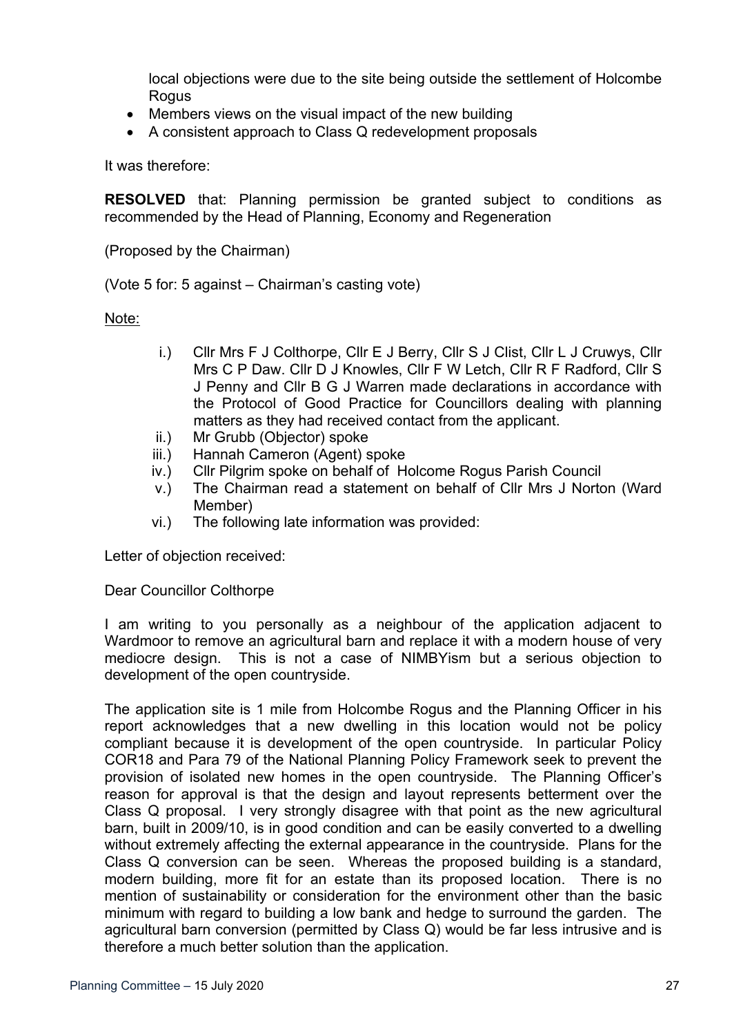local objections were due to the site being outside the settlement of Holcombe Rogus

- Members views on the visual impact of the new building
- A consistent approach to Class Q redevelopment proposals

It was therefore:

**RESOLVED** that: Planning permission be granted subject to conditions as recommended by the Head of Planning, Economy and Regeneration

(Proposed by the Chairman)

(Vote 5 for: 5 against – Chairman's casting vote)

Note:

i.) Cllr Mrs F J Colthorpe, Cllr E J Berry, Cllr S J Clist, Cllr L J Cruwys, Cllr Mrs C P Daw. Cllr D J Knowles, Cllr F W Letch, Cllr R F Radford, Cllr S J Penny and Cllr B G J Warren made declarations in accordance with the Protocol of Good Practice for Councillors dealing with planning matters as they had received contact from the applicant.

ii.) Mr Grubb (Objector) spoke

iii.) Hannah Cameron (Agent) spoke

iv.) Cllr Pilgrim spoke on behalf of Holcome Rogus Parish Council

v.) The Chairman read a statement on behalf of Cllr Mrs J Norton (Ward Member)

vi.) The following late information was provided:

Letter of objection received:

Dear Councillor Colthorpe

I am writing to you personally as a neighbour of the application adjacent to Wardmoor to remove an agricultural barn and replace it with a modern house of very mediocre design. This is not a case of NIMBYism but a serious objection to development of the open countryside.

The application site is 1 mile from Holcombe Rogus and the Planning Officer in his report acknowledges that a new dwelling in this location would not be policy compliant because it is development of the open countryside. In particular Policy COR18 and Para 79 of the National Planning Policy Framework seek to prevent the provision of isolated new homes in the open countryside. The Planning Officer's reason for approval is that the design and layout represents betterment over the Class Q proposal. I very strongly disagree with that point as the new agricultural barn, built in 2009/10, is in good condition and can be easily converted to a dwelling without extremely affecting the external appearance in the countryside. Plans for the Class Q conversion can be seen. Whereas the proposed building is a standard, modern building, more fit for an estate than its proposed location. There is no mention of sustainability or consideration for the environment other than the basic minimum with regard to building a low bank and hedge to surround the garden. The agricultural barn conversion (permitted by Class Q) would be far less intrusive and is therefore a much better solution than the application.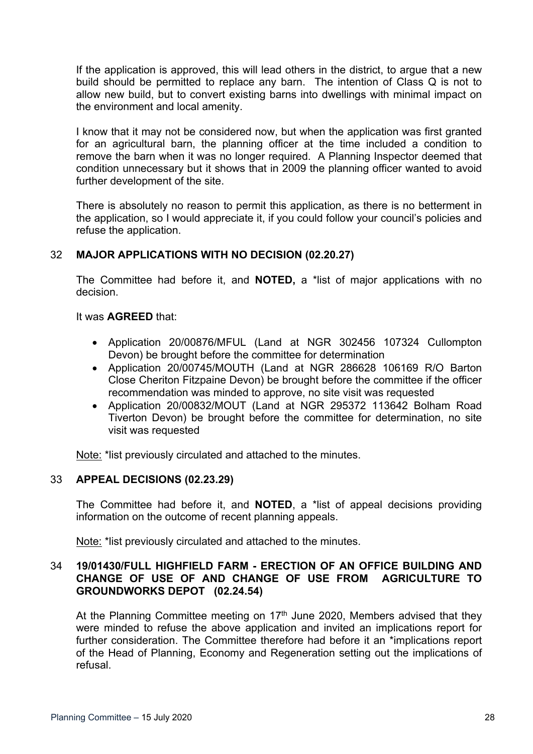If the application is approved, this will lead others in the district, to argue that a new build should be permitted to replace any barn. The intention of Class Q is not to allow new build, but to convert existing barns into dwellings with minimal impact on the environment and local amenity.

I know that it may not be considered now, but when the application was first granted for an agricultural barn, the planning officer at the time included a condition to remove the barn when it was no longer required. A Planning Inspector deemed that condition unnecessary but it shows that in 2009 the planning officer wanted to avoid further development of the site.

There is absolutely no reason to permit this application, as there is no betterment in the application, so I would appreciate it, if you could follow your council's policies and refuse the application.

## 32 MAJOR APPLICATIONS WITH NO DECISION (02.20.27)

The Committee had before it, and **NOTED,** a *list of major applications with no decision.

It was **AGREED** that:

- Application 20/00876/MFUL (Land at NGR 302456 107324 Cullompton Devon) be brought before the committee for determination
- Application 20/00745/MOUTH (Land at NGR 286628 106169 R/O Barton Close Cheriton Fitzpaine Devon) be brought before the committee if the officer recommendation was minded to approve, no site visit was requested
- Application 20/00832/MOUT (Land at NGR 295372 113642 Bolham Road Tiverton Devon) be brought before the committee for determination, no site visit was requested

Note: *list previously circulated and attached to the minutes.

## 33 APPEAL DECISIONS (02.23.29)

The Committee had before it, and **NOTED**, a *list of appeal decisions providing information on the outcome of recent planning appeals.

Note: *list previously circulated and attached to the minutes.

## 34 19/01430/FULL HIGHFIELD FARM - ERECTION OF AN OFFICE BUILDING AND CHANGE OF USE OF AND CHANGE OF USE FROM AGRICULTURE TO GROUNDWORKS DEPOT (02.24.54)

At the Planning Committee meeting on 17th June 2020, Members advised that they were minded to refuse the above application and invited an implications report for further consideration. The Committee therefore had before it an *implications report of the Head of Planning, Economy and Regeneration setting out the implications of refusal.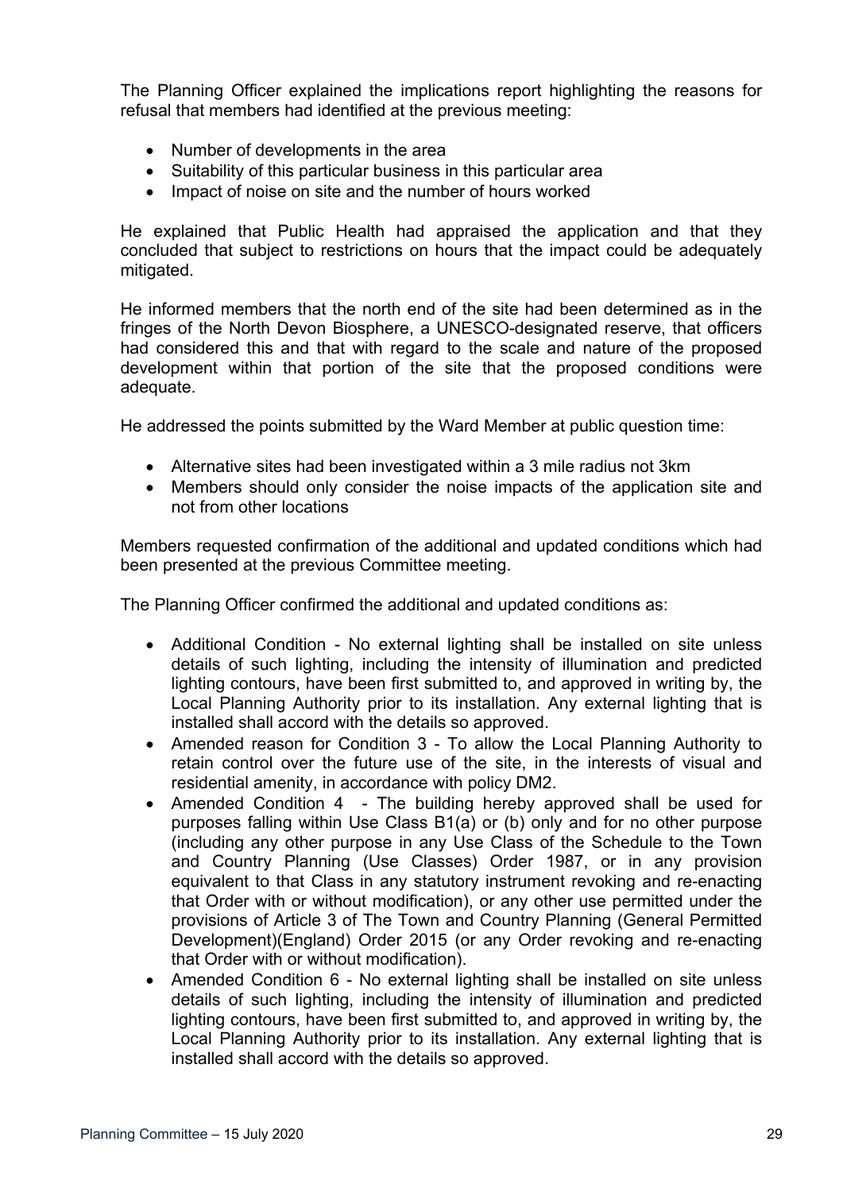The Planning Officer explained the implications report highlighting the reasons for refusal that members had identified at the previous meeting:

- Number of developments in the area
- Suitability of this particular business in this particular area
- Impact of noise on site and the number of hours worked

He explained that Public Health had appraised the application and that they concluded that subject to restrictions on hours that the impact could be adequately mitigated.

He informed members that the north end of the site had been determined as in the fringes of the North Devon Biosphere, a UNESCO-designated reserve, that officers had considered this and that with regard to the scale and nature of the proposed development within that portion of the site that the proposed conditions were adequate.

He addressed the points submitted by the Ward Member at public question time:

- Alternative sites had been investigated within a 3 mile radius not 3km
- Members should only consider the noise impacts of the application site and not from other locations

Members requested confirmation of the additional and updated conditions which had been presented at the previous Committee meeting.

The Planning Officer confirmed the additional and updated conditions as:

- Additional Condition - No external lighting shall be installed on site unless details of such lighting, including the intensity of illumination and predicted lighting contours, have been first submitted to, and approved in writing by, the Local Planning Authority prior to its installation. Any external lighting that is installed shall accord with the details so approved.
- Amended reason for Condition 3 - To allow the Local Planning Authority to retain control over the future use of the site, in the interests of visual and residential amenity, in accordance with policy DM2.
- Amended Condition 4 - The building hereby approved shall be used for purposes falling within Use Class B1(a) or (b) only and for no other purpose (including any other purpose in any Use Class of the Schedule to the Town and Country Planning (Use Classes) Order 1987, or in any provision equivalent to that Class in any statutory instrument revoking and re-enacting that Order with or without modification), or any other use permitted under the provisions of Article 3 of The Town and Country Planning (General Permitted Development)(England) Order 2015 (or any Order revoking and re-enacting that Order with or without modification).
- Amended Condition 6 - No external lighting shall be installed on site unless details of such lighting, including the intensity of illumination and predicted lighting contours, have been first submitted to, and approved in writing by, the Local Planning Authority prior to its installation. Any external lighting that is installed shall accord with the details so approved.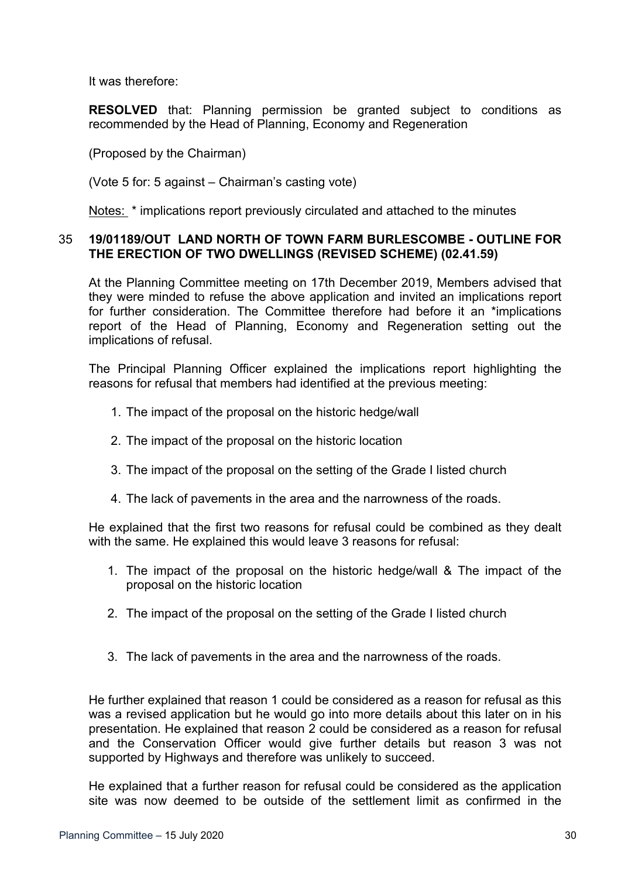It was therefore:

**RESOLVED** that: Planning permission be granted subject to conditions as recommended by the Head of Planning, Economy and Regeneration

(Proposed by the Chairman)

(Vote 5 for: 5 against – Chairman's casting vote)

Notes: * implications report previously circulated and attached to the minutes

### 35 19/01189/OUT LAND NORTH OF TOWN FARM BURLESCOMBE - OUTLINE FOR THE ERECTION OF TWO DWELLINGS (REVISED SCHEME) (02.41.59)

At the Planning Committee meeting on 17th December 2019, Members advised that they were minded to refuse the above application and invited an implications report for further consideration. The Committee therefore had before it an *implications report of the Head of Planning, Economy and Regeneration setting out the implications of refusal.

The Principal Planning Officer explained the implications report highlighting the reasons for refusal that members had identified at the previous meeting:

1. The impact of the proposal on the historic hedge/wall
2. The impact of the proposal on the historic location
3. The impact of the proposal on the setting of the Grade I listed church
4. The lack of pavements in the area and the narrowness of the roads.

He explained that the first two reasons for refusal could be combined as they dealt with the same. He explained this would leave 3 reasons for refusal:

1. The impact of the proposal on the historic hedge/wall & The impact of the proposal on the historic location
2. The impact of the proposal on the setting of the Grade I listed church
3. The lack of pavements in the area and the narrowness of the roads.

He further explained that reason 1 could be considered as a reason for refusal as this was a revised application but he would go into more details about this later on in his presentation. He explained that reason 2 could be considered as a reason for refusal and the Conservation Officer would give further details but reason 3 was not supported by Highways and therefore was unlikely to succeed.

He explained that a further reason for refusal could be considered as the application site was now deemed to be outside of the settlement limit as confirmed in the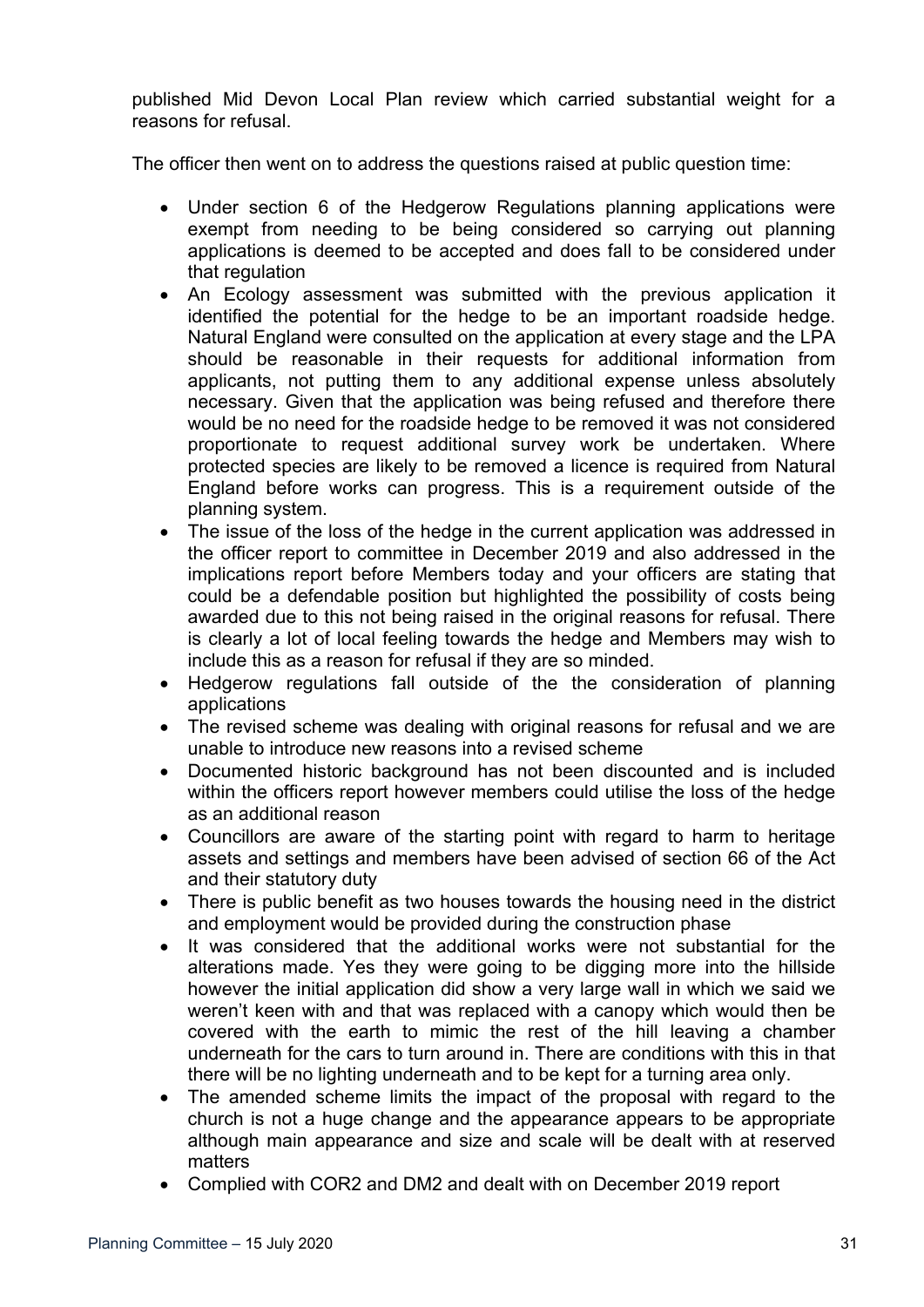published Mid Devon Local Plan review which carried substantial weight for a reasons for refusal.

The officer then went on to address the questions raised at public question time:

- Under section 6 of the Hedgerow Regulations planning applications were exempt from needing to be being considered so carrying out planning applications is deemed to be accepted and does fall to be considered under that regulation
- An Ecology assessment was submitted with the previous application it identified the potential for the hedge to be an important roadside hedge. Natural England were consulted on the application at every stage and the LPA should be reasonable in their requests for additional information from applicants, not putting them to any additional expense unless absolutely necessary. Given that the application was being refused and therefore there would be no need for the roadside hedge to be removed it was not considered proportionate to request additional survey work be undertaken. Where protected species are likely to be removed a licence is required from Natural England before works can progress. This is a requirement outside of the planning system.
- The issue of the loss of the hedge in the current application was addressed in the officer report to committee in December 2019 and also addressed in the implications report before Members today and your officers are stating that could be a defendable position but highlighted the possibility of costs being awarded due to this not being raised in the original reasons for refusal. There is clearly a lot of local feeling towards the hedge and Members may wish to include this as a reason for refusal if they are so minded.
- Hedgerow regulations fall outside of the the consideration of planning applications
- The revised scheme was dealing with original reasons for refusal and we are unable to introduce new reasons into a revised scheme
- Documented historic background has not been discounted and is included within the officers report however members could utilise the loss of the hedge as an additional reason
- Councillors are aware of the starting point with regard to harm to heritage assets and settings and members have been advised of section 66 of the Act and their statutory duty
- There is public benefit as two houses towards the housing need in the district and employment would be provided during the construction phase
- It was considered that the additional works were not substantial for the alterations made. Yes they were going to be digging more into the hillside however the initial application did show a very large wall in which we said we weren't keen with and that was replaced with a canopy which would then be covered with the earth to mimic the rest of the hill leaving a chamber underneath for the cars to turn around in. There are conditions with this in that there will be no lighting underneath and to be kept for a turning area only.
- The amended scheme limits the impact of the proposal with regard to the church is not a huge change and the appearance appears to be appropriate although main appearance and size and scale will be dealt with at reserved matters
- Complied with COR2 and DM2 and dealt with on December 2019 report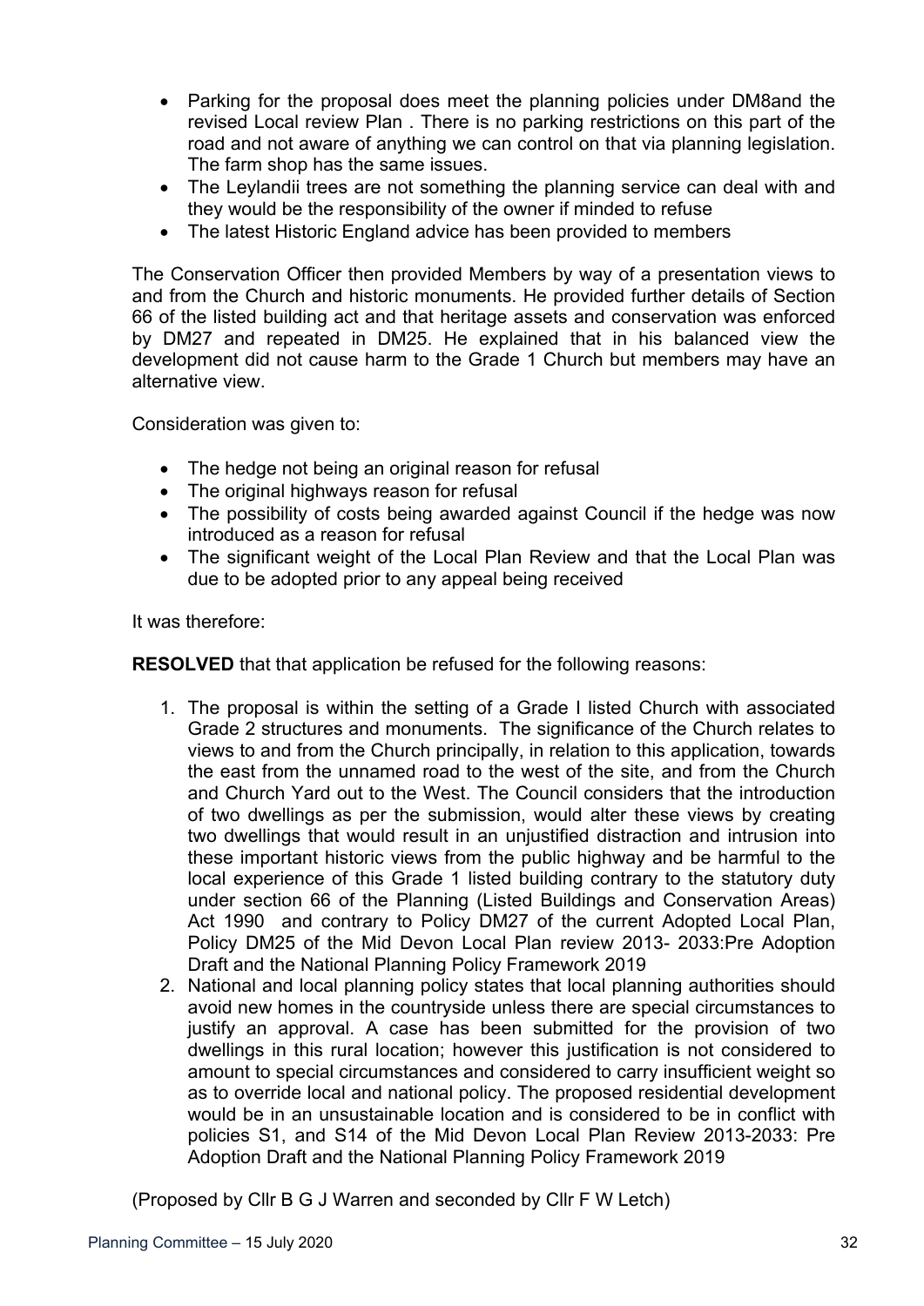- Parking for the proposal does meet the planning policies under DM8and the revised Local review Plan . There is no parking restrictions on this part of the road and not aware of anything we can control on that via planning legislation. The farm shop has the same issues.
- The Leylandii trees are not something the planning service can deal with and they would be the responsibility of the owner if minded to refuse
- The latest Historic England advice has been provided to members

The Conservation Officer then provided Members by way of a presentation views to and from the Church and historic monuments. He provided further details of Section 66 of the listed building act and that heritage assets and conservation was enforced by DM27 and repeated in DM25. He explained that in his balanced view the development did not cause harm to the Grade 1 Church but members may have an alternative view.

Consideration was given to:

- The hedge not being an original reason for refusal
- The original highways reason for refusal
- The possibility of costs being awarded against Council if the hedge was now introduced as a reason for refusal
- The significant weight of the Local Plan Review and that the Local Plan was due to be adopted prior to any appeal being received

It was therefore:

**RESOLVED** that that application be refused for the following reasons:

1. The proposal is within the setting of a Grade I listed Church with associated Grade 2 structures and monuments. The significance of the Church relates to views to and from the Church principally, in relation to this application, towards the east from the unnamed road to the west of the site, and from the Church and Church Yard out to the West. The Council considers that the introduction of two dwellings as per the submission, would alter these views by creating two dwellings that would result in an unjustified distraction and intrusion into these important historic views from the public highway and be harmful to the local experience of this Grade 1 listed building contrary to the statutory duty under section 66 of the Planning (Listed Buildings and Conservation Areas) Act 1990 and contrary to Policy DM27 of the current Adopted Local Plan, Policy DM25 of the Mid Devon Local Plan review 2013- 2033:Pre Adoption Draft and the National Planning Policy Framework 2019
2. National and local planning policy states that local planning authorities should avoid new homes in the countryside unless there are special circumstances to justify an approval. A case has been submitted for the provision of two dwellings in this rural location; however this justification is not considered to amount to special circumstances and considered to carry insufficient weight so as to override local and national policy. The proposed residential development would be in an unsustainable location and is considered to be in conflict with policies S1, and S14 of the Mid Devon Local Plan Review 2013-2033: Pre Adoption Draft and the National Planning Policy Framework 2019

(Proposed by Cllr B G J Warren and seconded by Cllr F W Letch)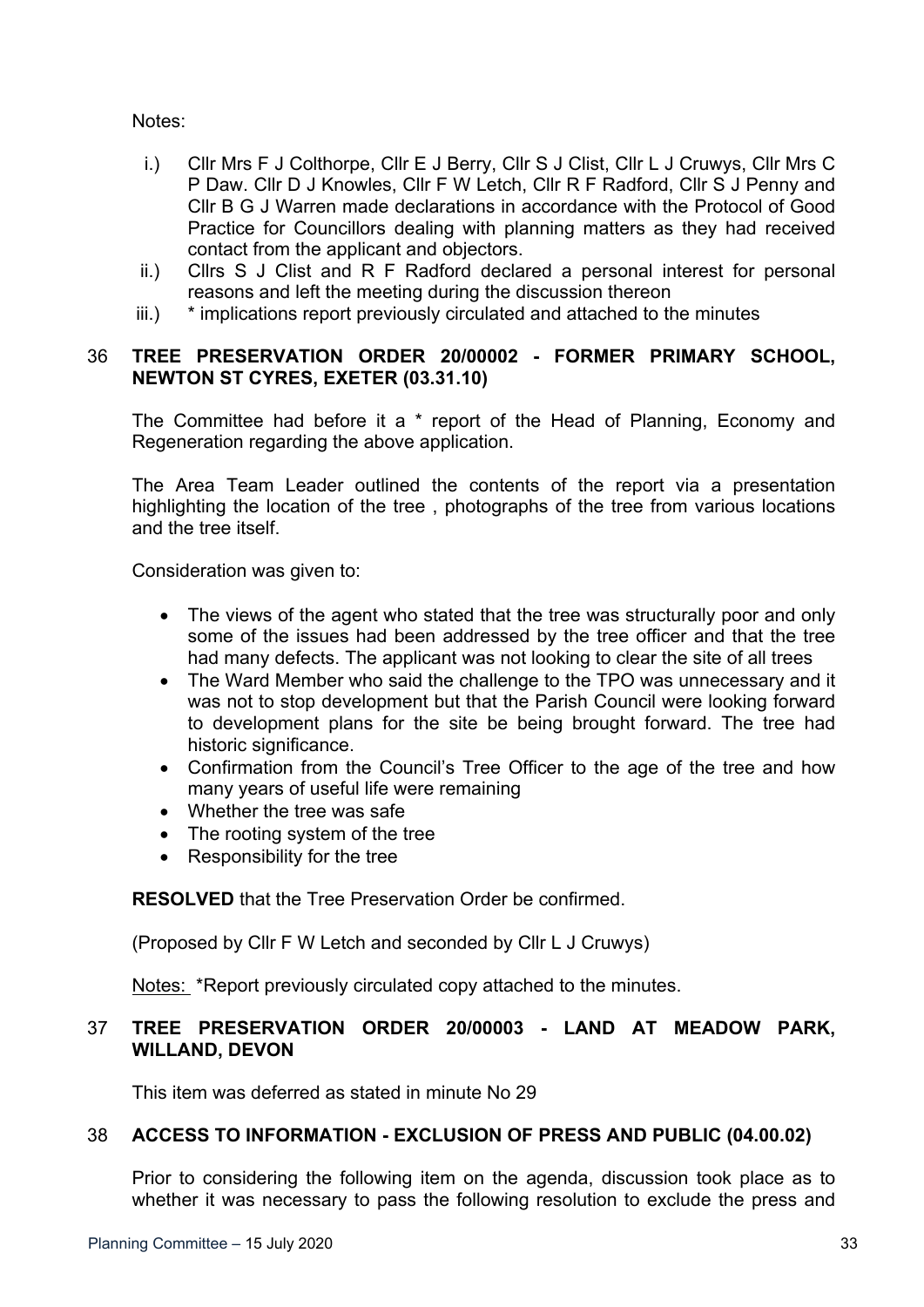Notes:

i.) Cllr Mrs F J Colthorpe, Cllr E J Berry, Cllr S J Clist, Cllr L J Cruwys, Cllr Mrs C P Daw. Cllr D J Knowles, Cllr F W Letch, Cllr R F Radford, Cllr S J Penny and Cllr B G J Warren made declarations in accordance with the Protocol of Good Practice for Councillors dealing with planning matters as they had received contact from the applicant and objectors.

ii.) Cllrs S J Clist and R F Radford declared a personal interest for personal reasons and left the meeting during the discussion thereon

iii.) * implications report previously circulated and attached to the minutes

## 36 TREE PRESERVATION ORDER 20/00002 - FORMER PRIMARY SCHOOL, NEWTON ST CYRES, EXETER (03.31.10)

The Committee had before it a * report of the Head of Planning, Economy and Regeneration regarding the above application.

The Area Team Leader outlined the contents of the report via a presentation highlighting the location of the tree , photographs of the tree from various locations and the tree itself.

Consideration was given to:

- The views of the agent who stated that the tree was structurally poor and only some of the issues had been addressed by the tree officer and that the tree had many defects. The applicant was not looking to clear the site of all trees
- The Ward Member who said the challenge to the TPO was unnecessary and it was not to stop development but that the Parish Council were looking forward to development plans for the site be being brought forward. The tree had historic significance.
- Confirmation from the Council's Tree Officer to the age of the tree and how many years of useful life were remaining
- Whether the tree was safe
- The rooting system of the tree
- Responsibility for the tree

**RESOLVED** that the Tree Preservation Order be confirmed.

(Proposed by Cllr F W Letch and seconded by Cllr L J Cruwys)

Notes: *Report previously circulated copy attached to the minutes.

## 37 TREE PRESERVATION ORDER 20/00003 - LAND AT MEADOW PARK, WILLAND, DEVON

This item was deferred as stated in minute No 29

## 38 ACCESS TO INFORMATION - EXCLUSION OF PRESS AND PUBLIC (04.00.02)

Prior to considering the following item on the agenda, discussion took place as to whether it was necessary to pass the following resolution to exclude the press and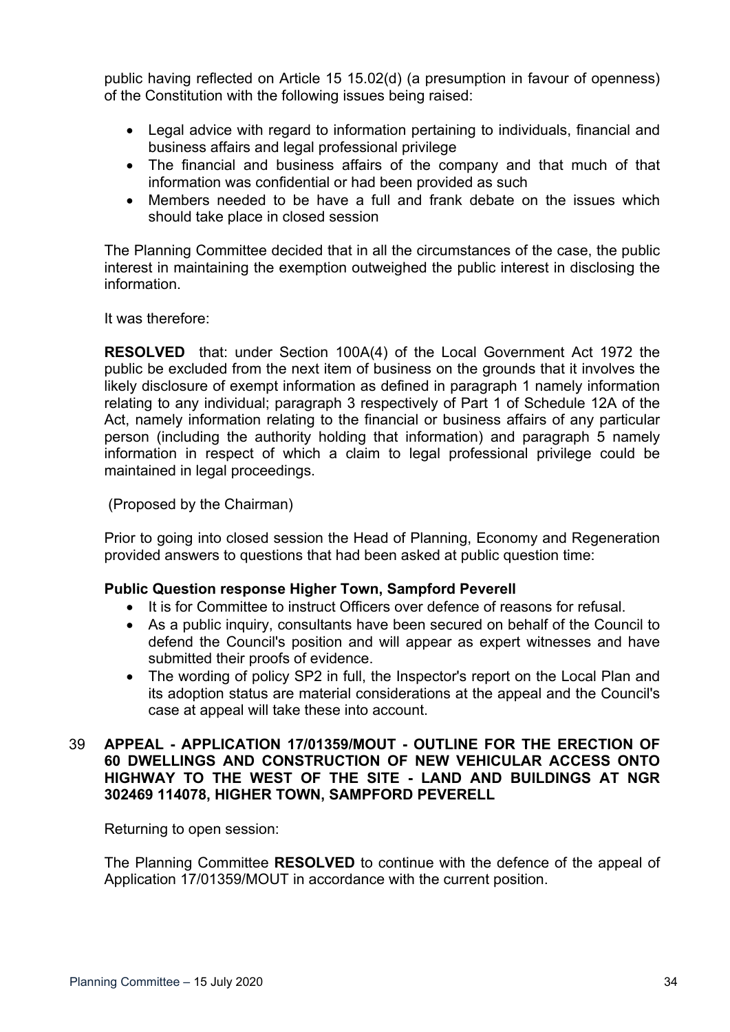public having reflected on Article 15 15.02(d) (a presumption in favour of openness) of the Constitution with the following issues being raised:

- Legal advice with regard to information pertaining to individuals, financial and business affairs and legal professional privilege
- The financial and business affairs of the company and that much of that information was confidential or had been provided as such
- Members needed to be have a full and frank debate on the issues which should take place in closed session

The Planning Committee decided that in all the circumstances of the case, the public interest in maintaining the exemption outweighed the public interest in disclosing the information.

It was therefore:

**RESOLVED** that: under Section 100A(4) of the Local Government Act 1972 the public be excluded from the next item of business on the grounds that it involves the likely disclosure of exempt information as defined in paragraph 1 namely information relating to any individual; paragraph 3 respectively of Part 1 of Schedule 12A of the Act, namely information relating to the financial or business affairs of any particular person (including the authority holding that information) and paragraph 5 namely information in respect of which a claim to legal professional privilege could be maintained in legal proceedings.

(Proposed by the Chairman)

Prior to going into closed session the Head of Planning, Economy and Regeneration provided answers to questions that had been asked at public question time:

**Public Question response Higher Town, Sampford Peverell**

- It is for Committee to instruct Officers over defence of reasons for refusal.
- As a public inquiry, consultants have been secured on behalf of the Council to defend the Council's position and will appear as expert witnesses and have submitted their proofs of evidence.
- The wording of policy SP2 in full, the Inspector's report on the Local Plan and its adoption status are material considerations at the appeal and the Council's case at appeal will take these into account.

## 39 APPEAL - APPLICATION 17/01359/MOUT - OUTLINE FOR THE ERECTION OF 60 DWELLINGS AND CONSTRUCTION OF NEW VEHICULAR ACCESS ONTO HIGHWAY TO THE WEST OF THE SITE - LAND AND BUILDINGS AT NGR 302469 114078, HIGHER TOWN, SAMPFORD PEVERELL

Returning to open session:

The Planning Committee **RESOLVED** to continue with the defence of the appeal of Application 17/01359/MOUT in accordance with the current position.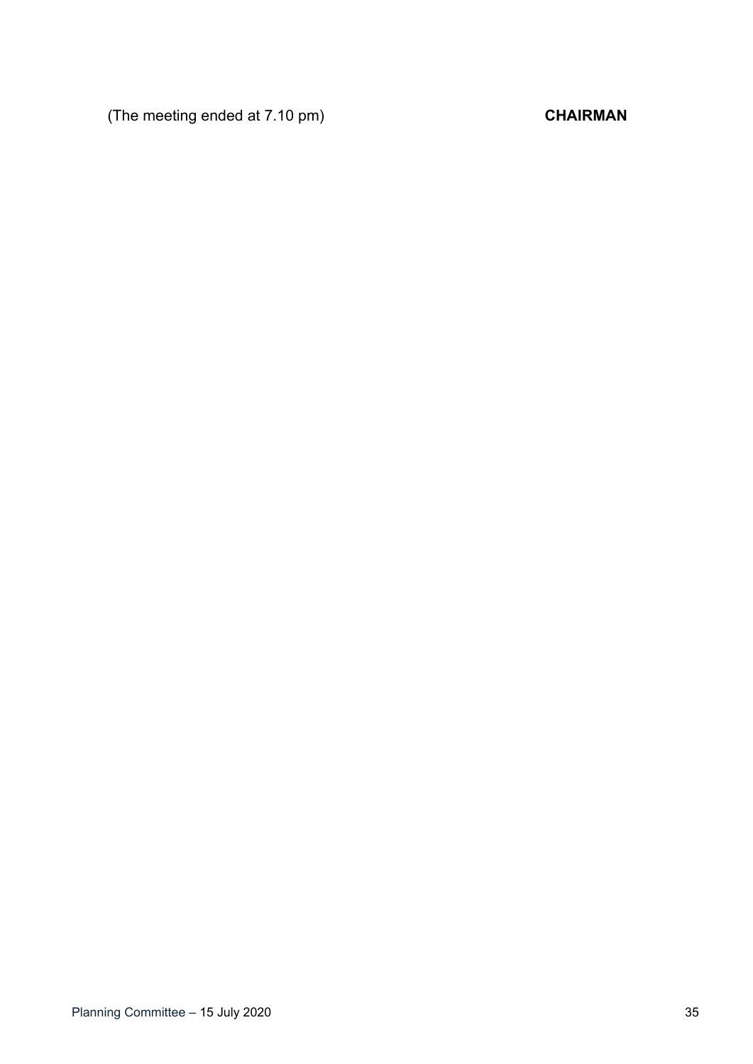(The meeting ended at 7.10 pm) **CHAIRMAN**